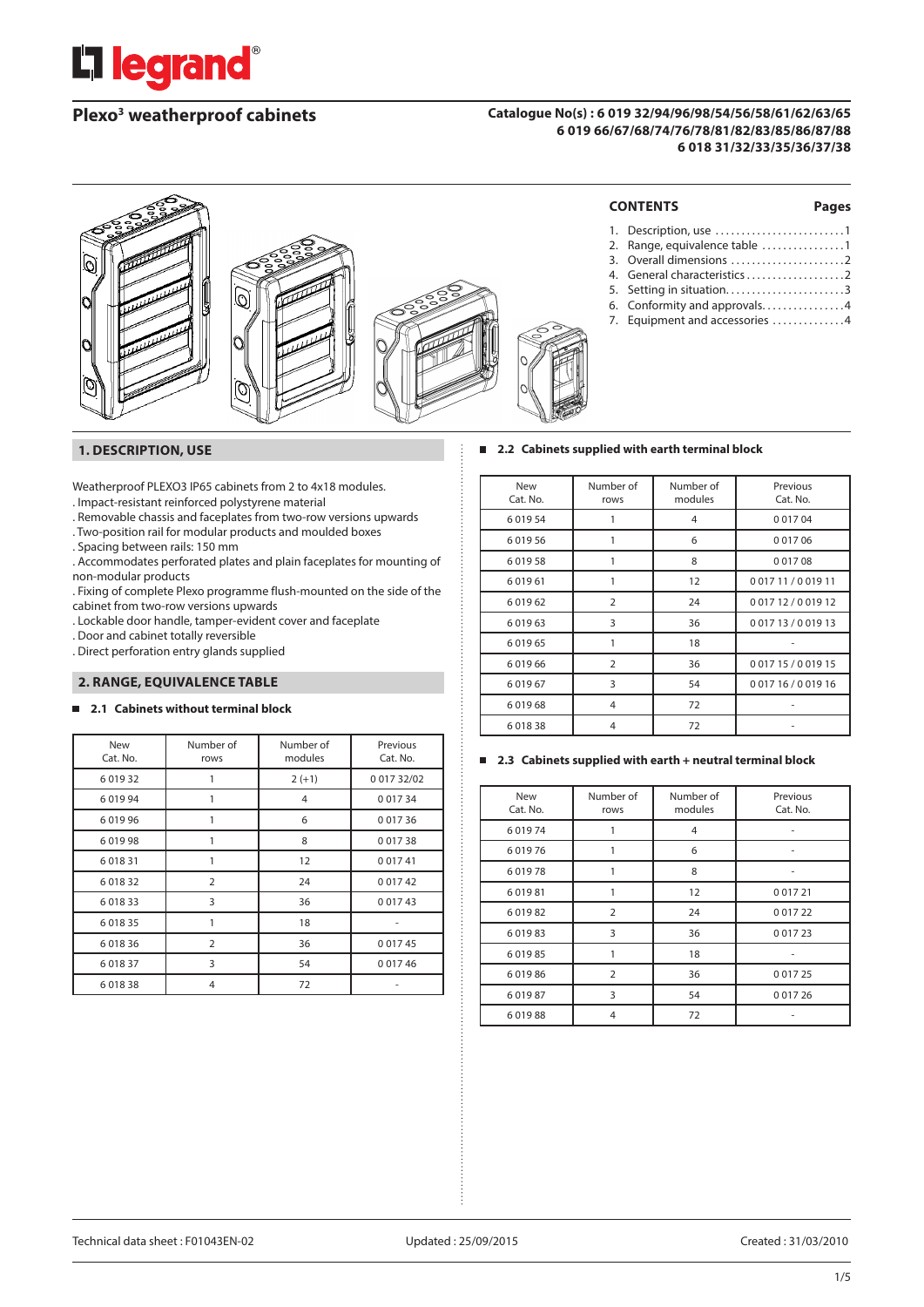# Plexo³ weatherproof cabinets

**Catalogue No(s) : 6 019 32/94/96/98/54/56/58/61/62/63/65**
**6 019 66/67/68/74/76/78/81/82/83/85/86/87/88**
**6 018 31/32/33/35/36/37/38**

## CONTENTS

| | Pages |
|---|---|
| 1. Description, use | 1 |
| 2. Range, equivalence table | 1 |
| 3. Overall dimensions | 2 |
| 4. General characteristics | 2 |
| 5. Setting in situation | 3 |
| 6. Conformity and approvals | 4 |
| 7. Equipment and accessories | 4 |

## 1. DESCRIPTION, USE

Weatherproof PLEXO3 IP65 cabinets from 2 to 4x18 modules.
. Impact-resistant reinforced polystyrene material
. Removable chassis and faceplates from two-row versions upwards
. Two-position rail for modular products and moulded boxes
. Spacing between rails: 150 mm
. Accommodates perforated plates and plain faceplates for mounting of non-modular products
. Fixing of complete Plexo programme flush-mounted on the side of the cabinet from two-row versions upwards
. Lockable door handle, tamper-evident cover and faceplate
. Door and cabinet totally reversible
. Direct perforation entry glands supplied

## 2. RANGE, EQUIVALENCE TABLE

### 2.1 Cabinets without terminal block

| New Cat. No. | Number of rows | Number of modules | Previous Cat. No. |
|---|---|---|---|
| 6 019 32 | 1 | 2 (+1) | 0 017 32/02 |
| 6 019 94 | 1 | 4 | 0 017 34 |
| 6 019 96 | 1 | 6 | 0 017 36 |
| 6 019 98 | 1 | 8 | 0 017 38 |
| 6 018 31 | 1 | 12 | 0 017 41 |
| 6 018 32 | 2 | 24 | 0 017 42 |
| 6 018 33 | 3 | 36 | 0 017 43 |
| 6 018 35 | 1 | 18 | - |
| 6 018 36 | 2 | 36 | 0 017 45 |
| 6 018 37 | 3 | 54 | 0 017 46 |
| 6 018 38 | 4 | 72 | - |

### 2.2 Cabinets supplied with earth terminal block

| New Cat. No. | Number of rows | Number of modules | Previous Cat. No. |
|---|---|---|---|
| 6 019 54 | 1 | 4 | 0 017 04 |
| 6 019 56 | 1 | 6 | 0 017 06 |
| 6 019 58 | 1 | 8 | 0 017 08 |
| 6 019 61 | 1 | 12 | 0 017 11 / 0 019 11 |
| 6 019 62 | 2 | 24 | 0 017 12 / 0 019 12 |
| 6 019 63 | 3 | 36 | 0 017 13 / 0 019 13 |
| 6 019 65 | 1 | 18 | - |
| 6 019 66 | 2 | 36 | 0 017 15 / 0 019 15 |
| 6 019 67 | 3 | 54 | 0 017 16 / 0 019 16 |
| 6 019 68 | 4 | 72 | - |
| 6 018 38 | 4 | 72 | - |

### 2.3 Cabinets supplied with earth + neutral terminal block

| New Cat. No. | Number of rows | Number of modules | Previous Cat. No. |
|---|---|---|---|
| 6 019 74 | 1 | 4 | - |
| 6 019 76 | 1 | 6 | - |
| 6 019 78 | 1 | 8 | - |
| 6 019 81 | 1 | 12 | 0 017 21 |
| 6 019 82 | 2 | 24 | 0 017 22 |
| 6 019 83 | 3 | 36 | 0 017 23 |
| 6 019 85 | 1 | 18 | - |
| 6 019 86 | 2 | 36 | 0 017 25 |
| 6 019 87 | 3 | 54 | 0 017 26 |
| 6 019 88 | 4 | 72 | - |

Technical data sheet : F01043EN-02 | Updated : 25/09/2015 | Created : 31/03/2010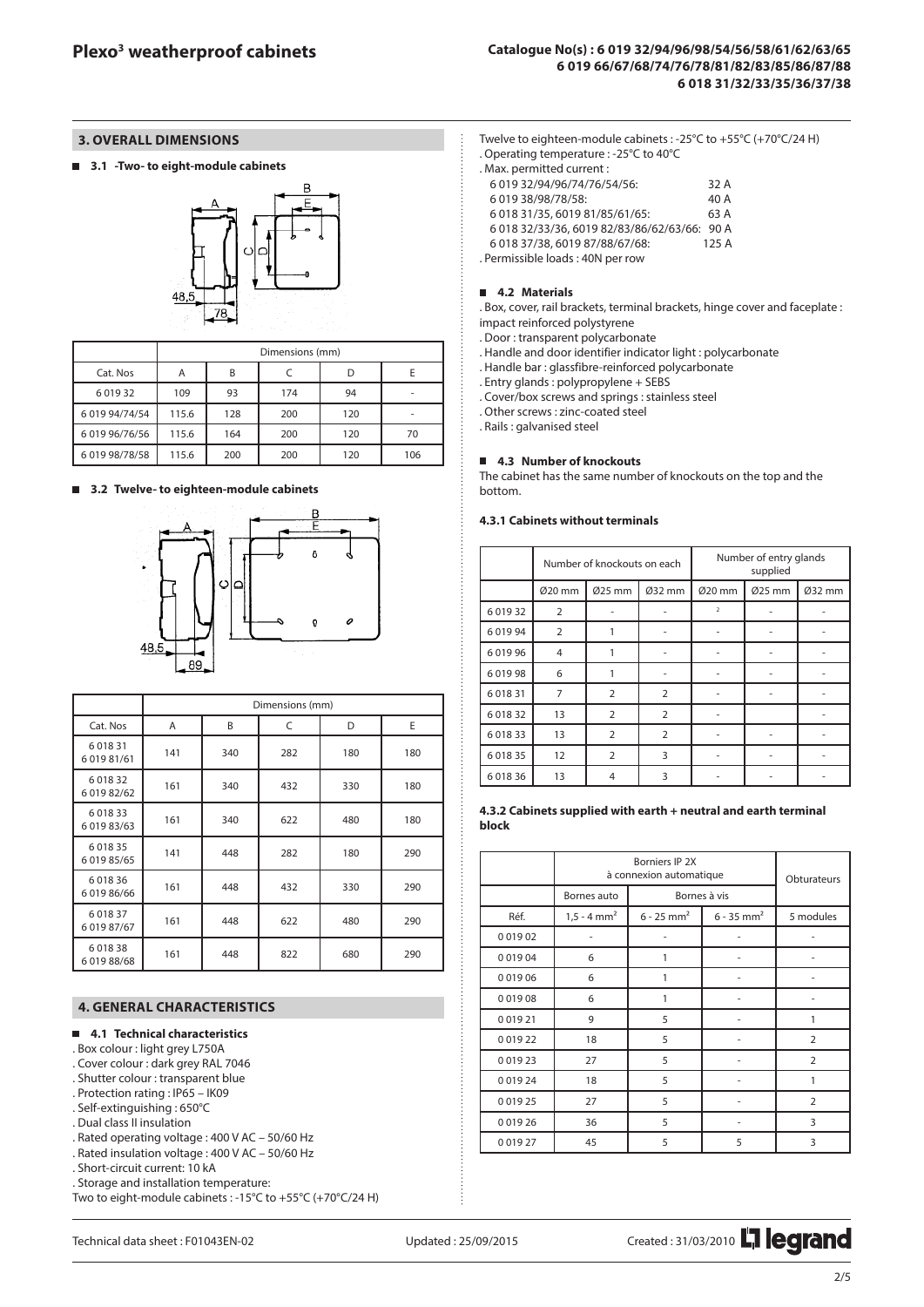## 3. OVERALL DIMENSIONS

### 3.1 -Two- to eight-module cabinets

| | Dimensions (mm) | | | | |
|---|---|---|---|---|---|
| Cat. Nos | A | B | C | D | E |
| 6 019 32 | 109 | 93 | 174 | 94 | - |
| 6 019 94/74/54 | 115.6 | 128 | 200 | 120 | - |
| 6 019 96/76/56 | 115.6 | 164 | 200 | 120 | 70 |
| 6 019 98/78/58 | 115.6 | 200 | 200 | 120 | 106 |

### 3.2 Twelve- to eighteen-module cabinets

| | Dimensions (mm) | | | | |
|---|---|---|---|---|---|
| Cat. Nos | A | B | C | D | E |
| 6 018 31<br>6 019 81/61 | 141 | 340 | 282 | 180 | 180 |
| 6 018 32<br>6 019 82/62 | 161 | 340 | 432 | 330 | 180 |
| 6 018 33<br>6 019 83/63 | 161 | 340 | 622 | 480 | 180 |
| 6 018 35<br>6 019 85/65 | 141 | 448 | 282 | 180 | 290 |
| 6 018 36<br>6 019 86/66 | 161 | 448 | 432 | 330 | 290 |
| 6 018 37<br>6 019 87/67 | 161 | 448 | 622 | 480 | 290 |
| 6 018 38<br>6 019 88/68 | 161 | 448 | 822 | 680 | 290 |

## 4. GENERAL CHARACTERISTICS

### 4.1 Technical characteristics

. Box colour : light grey L750A
. Cover colour : dark grey RAL 7046
. Shutter colour : transparent blue
. Protection rating : IP65 – IK09
. Self-extinguishing : 650°C
. Dual class II insulation
. Rated operating voltage : 400 V AC – 50/60 Hz
. Rated insulation voltage : 400 V AC – 50/60 Hz
. Short-circuit current: 10 kA
. Storage and installation temperature:
Two to eight-module cabinets : -15°C to +55°C (+70°C/24 H)
Twelve to eighteen-module cabinets : -25°C to +55°C (+70°C/24 H)
. Operating temperature : -25°C to 40°C
. Max. permitted current :

| | |
|---|---|
| 6 019 32/94/96/74/76/54/56: | 32 A |
| 6 019 38/98/78/58: | 40 A |
| 6 018 31/35, 6019 81/85/61/65: | 63 A |
| 6 018 32/33/36, 6019 82/83/86/62/63/66: | 90 A |
| 6 018 37/38, 6019 87/88/67/68: | 125 A |

. Permissible loads : 40N per row

### 4.2 Materials

. Box, cover, rail brackets, terminal brackets, hinge cover and faceplate : impact reinforced polystyrene
. Door : transparent polycarbonate
. Handle and door identifier indicator light : polycarbonate
. Handle bar : glassfibre-reinforced polycarbonate
. Entry glands : polypropylene + SEBS
. Cover/box screws and springs : stainless steel
. Other screws : zinc-coated steel
. Rails : galvanised steel

### 4.3 Number of knockouts

The cabinet has the same number of knockouts on the top and the bottom.

#### 4.3.1 Cabinets without terminals

| | Number of knockouts on each | | | Number of entry glands supplied | | |
|---|---|---|---|---|---|---|
| | Ø20 mm | Ø25 mm | Ø32 mm | Ø20 mm | Ø25 mm | Ø32 mm |
| 6 019 32 | 2 | - | - | 2 | - | - |
| 6 019 94 | 2 | 1 | - | - | - | - |
| 6 019 96 | 4 | 1 | - | - | - | - |
| 6 019 98 | 6 | 1 | - | - | - | - |
| 6 018 31 | 7 | 2 | 2 | - | - | - |
| 6 018 32 | 13 | 2 | 2 | - | | - |
| 6 018 33 | 13 | 2 | 2 | - | - | - |
| 6 018 35 | 12 | 2 | 3 | - | - | - |
| 6 018 36 | 13 | 4 | 3 | - | - | - |

#### 4.3.2 Cabinets supplied with earth + neutral and earth terminal block

| | Borniers IP 2X à connexion automatique | | | Obturateurs |
|---|---|---|---|---|
| | Bornes auto | Bornes à vis | | |
| Réf. | 1,5 - 4 mm² | 6 - 25 mm² | 6 - 35 mm² | 5 modules |
| 0 019 02 | - | - | - | - |
| 0 019 04 | 6 | 1 | - | - |
| 0 019 06 | 6 | 1 | - | - |
| 0 019 08 | 6 | 1 | - | - |
| 0 019 21 | 9 | 5 | - | 1 |
| 0 019 22 | 18 | 5 | - | 2 |
| 0 019 23 | 27 | 5 | - | 2 |
| 0 019 24 | 18 | 5 | - | 1 |
| 0 019 25 | 27 | 5 | - | 2 |
| 0 019 26 | 36 | 5 | - | 3 |
| 0 019 27 | 45 | 5 | 5 | 3 |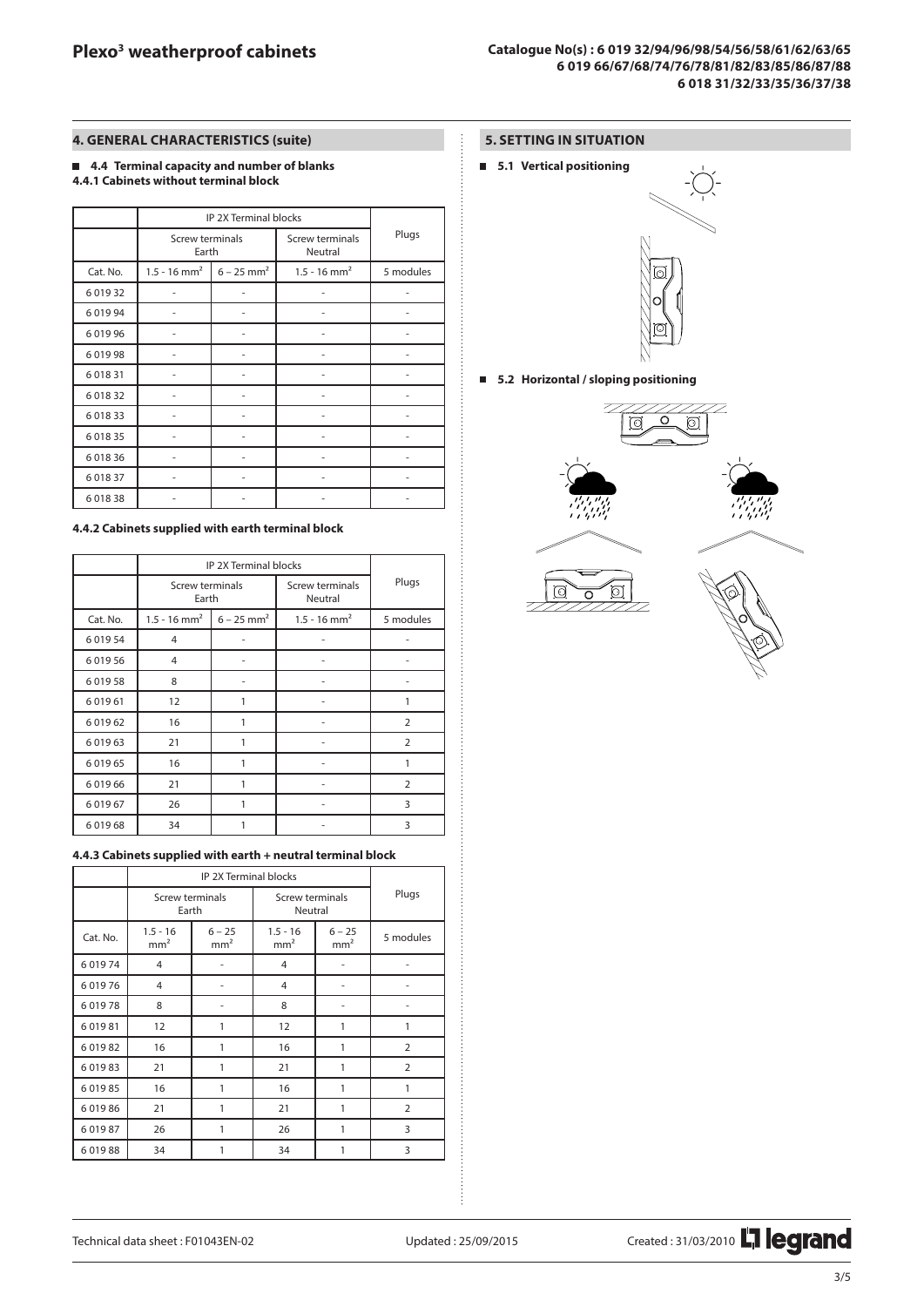## 4. GENERAL CHARACTERISTICS (suite)

### 4.4 Terminal capacity and number of blanks

#### 4.4.1 Cabinets without terminal block

| | IP 2X Terminal blocks | | | |
|---|---|---|---|---|
| | Screw terminals Earth | | Screw terminals Neutral | Plugs |
| Cat. No. | 1.5 - 16 mm² | 6 – 25 mm² | 1.5 - 16 mm² | 5 modules |
| 6 019 32 | - | - | - | - |
| 6 019 94 | - | - | - | - |
| 6 019 96 | - | - | - | - |
| 6 019 98 | - | - | - | - |
| 6 018 31 | - | - | - | - |
| 6 018 32 | - | - | - | - |
| 6 018 33 | - | - | - | - |
| 6 018 35 | - | - | - | - |
| 6 018 36 | - | - | - | - |
| 6 018 37 | - | - | - | - |
| 6 018 38 | - | - | - | - |

#### 4.4.2 Cabinets supplied with earth terminal block

| | IP 2X Terminal blocks | | | |
|---|---|---|---|---|
| | Screw terminals Earth | | Screw terminals Neutral | Plugs |
| Cat. No. | 1.5 - 16 mm² | 6 – 25 mm² | 1.5 - 16 mm² | 5 modules |
| 6 019 54 | 4 | - | - | - |
| 6 019 56 | 4 | - | - | - |
| 6 019 58 | 8 | - | - | - |
| 6 019 61 | 12 | 1 | - | 1 |
| 6 019 62 | 16 | 1 | - | 2 |
| 6 019 63 | 21 | 1 | - | 2 |
| 6 019 65 | 16 | 1 | - | 1 |
| 6 019 66 | 21 | 1 | - | 2 |
| 6 019 67 | 26 | 1 | - | 3 |
| 6 019 68 | 34 | 1 | - | 3 |

#### 4.4.3 Cabinets supplied with earth + neutral terminal block

| | IP 2X Terminal blocks | | | | |
|---|---|---|---|---|---|
| | Screw terminals Earth | | Screw terminals Neutral | | Plugs |
| Cat. No. | 1.5 - 16 mm² | 6 – 25 mm² | 1.5 - 16 mm² | 6 – 25 mm² | 5 modules |
| 6 019 74 | 4 | - | 4 | - | - |
| 6 019 76 | 4 | - | 4 | - | - |
| 6 019 78 | 8 | - | 8 | - | - |
| 6 019 81 | 12 | 1 | 12 | 1 | 1 |
| 6 019 82 | 16 | 1 | 16 | 1 | 2 |
| 6 019 83 | 21 | 1 | 21 | 1 | 2 |
| 6 019 85 | 16 | 1 | 16 | 1 | 1 |
| 6 019 86 | 21 | 1 | 21 | 1 | 2 |
| 6 019 87 | 26 | 1 | 26 | 1 | 3 |
| 6 019 88 | 34 | 1 | 34 | 1 | 3 |

## 5. SETTING IN SITUATION

### 5.1 Vertical positioning

### 5.2 Horizontal / sloping positioning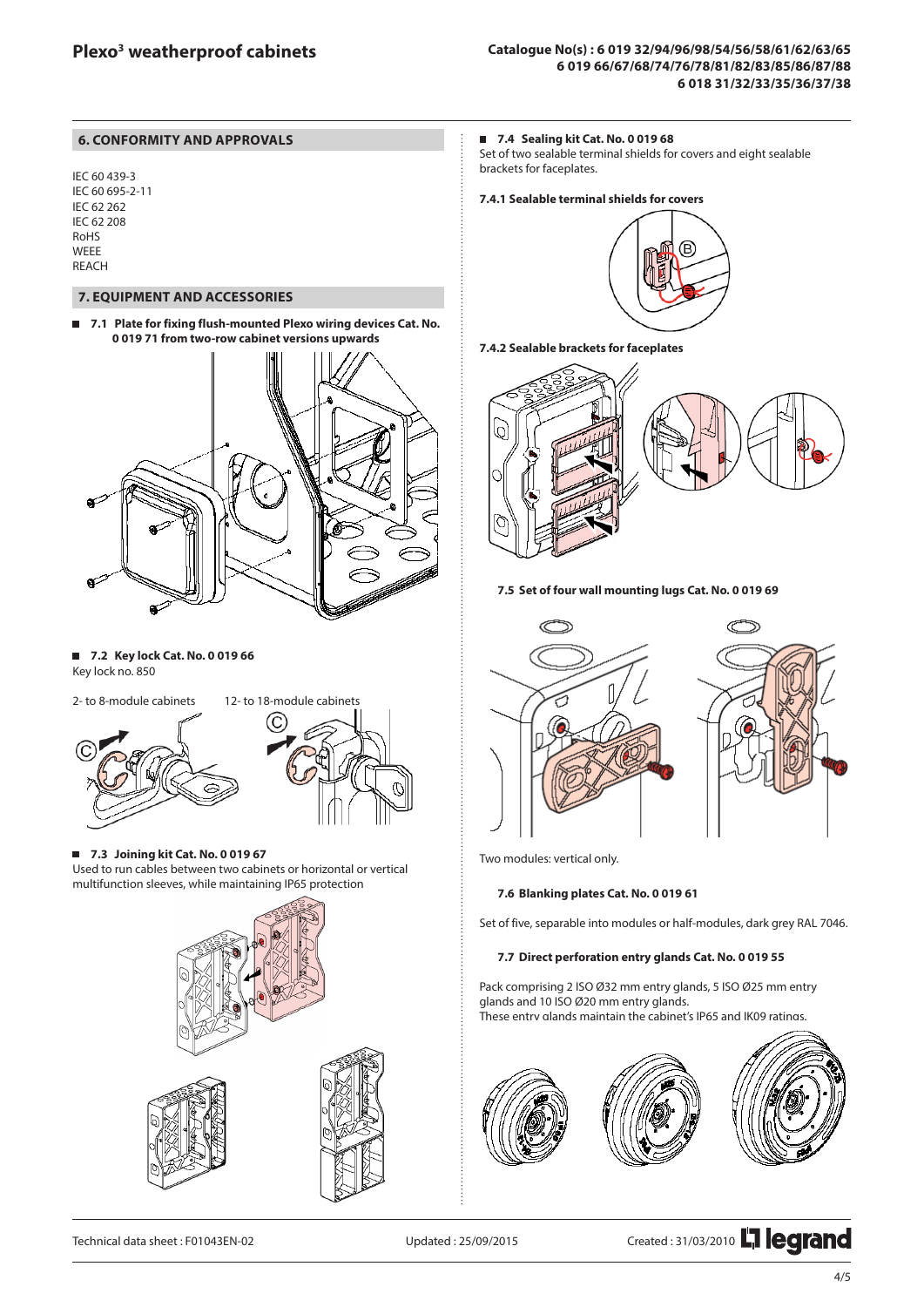## 6. CONFORMITY AND APPROVALS

IEC 60 439-3
IEC 60 695-2-11
IEC 62 262
IEC 62 208
RoHS
WEEE
REACH

## 7. EQUIPMENT AND ACCESSORIES

### 7.1 Plate for fixing flush-mounted Plexo wiring devices Cat. No. 0 019 71 from two-row cabinet versions upwards

### 7.2 Key lock Cat. No. 0 019 66

Key lock no. 850

2- to 8-module cabinets     12- to 18-module cabinets

### 7.3 Joining kit Cat. No. 0 019 67

Used to run cables between two cabinets or horizontal or vertical multifunction sleeves, while maintaining IP65 protection

### 7.4 Sealing kit Cat. No. 0 019 68

Set of two sealable terminal shields for covers and eight sealable brackets for faceplates.

#### 7.4.1 Sealable terminal shields for covers

#### 7.4.2 Sealable brackets for faceplates

### 7.5 Set of four wall mounting lugs Cat. No. 0 019 69

Two modules: vertical only.

### 7.6 Blanking plates Cat. No. 0 019 61

Set of five, separable into modules or half-modules, dark grey RAL 7046.

### 7.7 Direct perforation entry glands Cat. No. 0 019 55

Pack comprising 2 ISO Ø32 mm entry glands, 5 ISO Ø25 mm entry glands and 10 ISO Ø20 mm entry glands.
These entry glands maintain the cabinet's IP65 and IK09 ratings.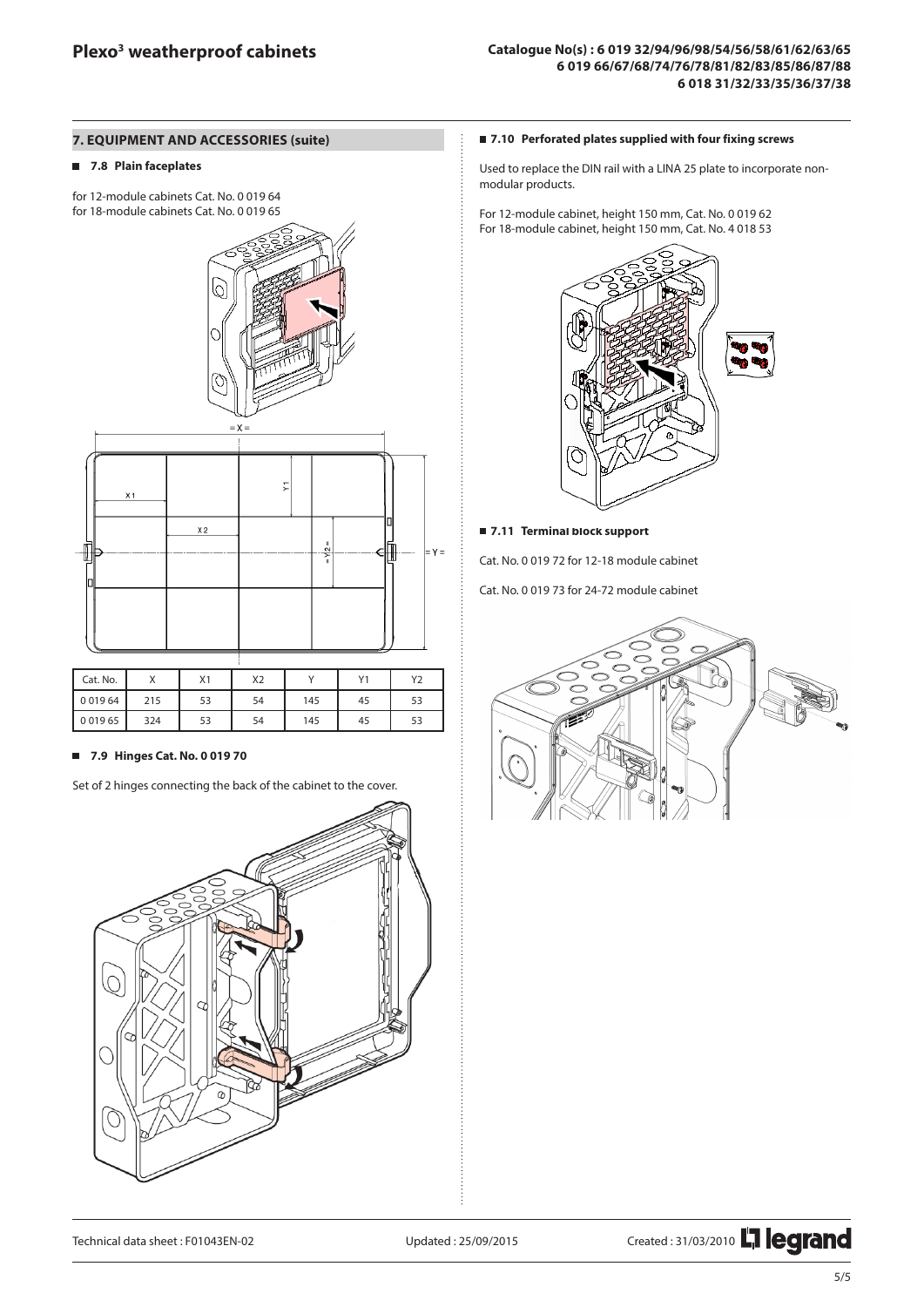## 7. EQUIPMENT AND ACCESSORIES (suite)

### 7.8 Plain faceplates

for 12-module cabinets Cat. No. 0 019 64
for 18-module cabinets Cat. No. 0 019 65

= X =

X 1

X 2

Y 1

= Y2 =

= Y =

| Cat. No. | X | X1 | X2 | Y | Y1 | Y2 |
|---|---|---|---|---|---|---|
| 0 019 64 | 215 | 53 | 54 | 145 | 45 | 53 |
| 0 019 65 | 324 | 53 | 54 | 145 | 45 | 53 |

### 7.9 Hinges Cat. No. 0 019 70

Set of 2 hinges connecting the back of the cabinet to the cover.

### 7.10 Perforated plates supplied with four fixing screws

Used to replace the DIN rail with a LINA 25 plate to incorporate non-modular products.

For 12-module cabinet, height 150 mm, Cat. No. 0 019 62
For 18-module cabinet, height 150 mm, Cat. No. 4 018 53

### 7.11 Terminal block support

Cat. No. 0 019 72 for 12-18 module cabinet

Cat. No. 0 019 73 for 24-72 module cabinet